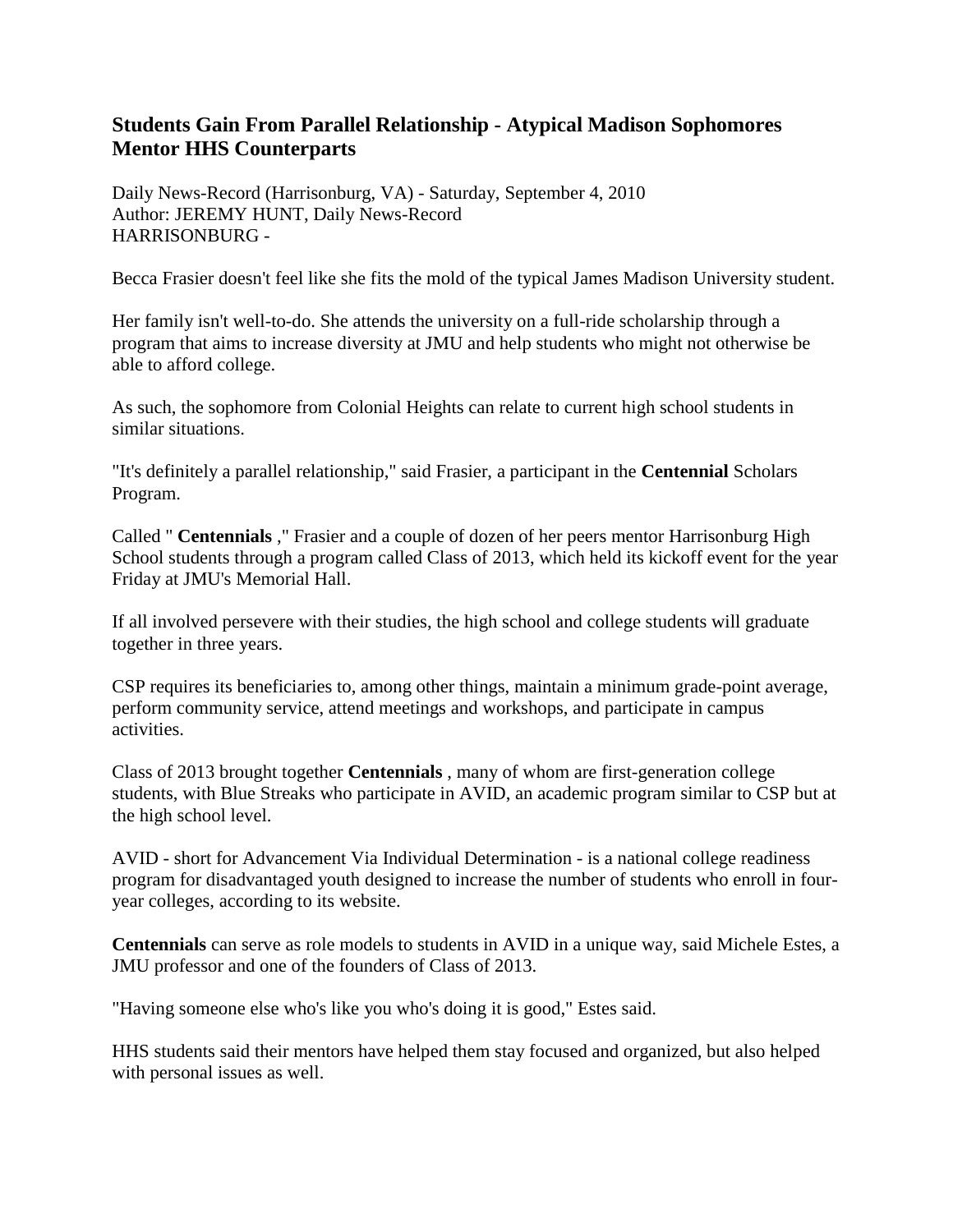## Students Gain From Parallel Relationship - Atypical Madison Sophomores Mentor HHS Counterparts

Daily News-Record (Harrisonburg, VA) - Saturday, September 4, 2010
Author: JEREMY HUNT, Daily News-Record
HARRISONBURG -

Becca Frasier doesn't feel like she fits the mold of the typical James Madison University student.

Her family isn't well-to-do. She attends the university on a full-ride scholarship through a program that aims to increase diversity at JMU and help students who might not otherwise be able to afford college.

As such, the sophomore from Colonial Heights can relate to current high school students in similar situations.

"It's definitely a parallel relationship," said Frasier, a participant in the **Centennial** Scholars Program.

Called " **Centennials** ," Frasier and a couple of dozen of her peers mentor Harrisonburg High School students through a program called Class of 2013, which held its kickoff event for the year Friday at JMU's Memorial Hall.

If all involved persevere with their studies, the high school and college students will graduate together in three years.

CSP requires its beneficiaries to, among other things, maintain a minimum grade-point average, perform community service, attend meetings and workshops, and participate in campus activities.

Class of 2013 brought together **Centennials** , many of whom are first-generation college students, with Blue Streaks who participate in AVID, an academic program similar to CSP but at the high school level.

AVID - short for Advancement Via Individual Determination - is a national college readiness program for disadvantaged youth designed to increase the number of students who enroll in four-year colleges, according to its website.

**Centennials** can serve as role models to students in AVID in a unique way, said Michele Estes, a JMU professor and one of the founders of Class of 2013.

"Having someone else who's like you who's doing it is good," Estes said.

HHS students said their mentors have helped them stay focused and organized, but also helped with personal issues as well.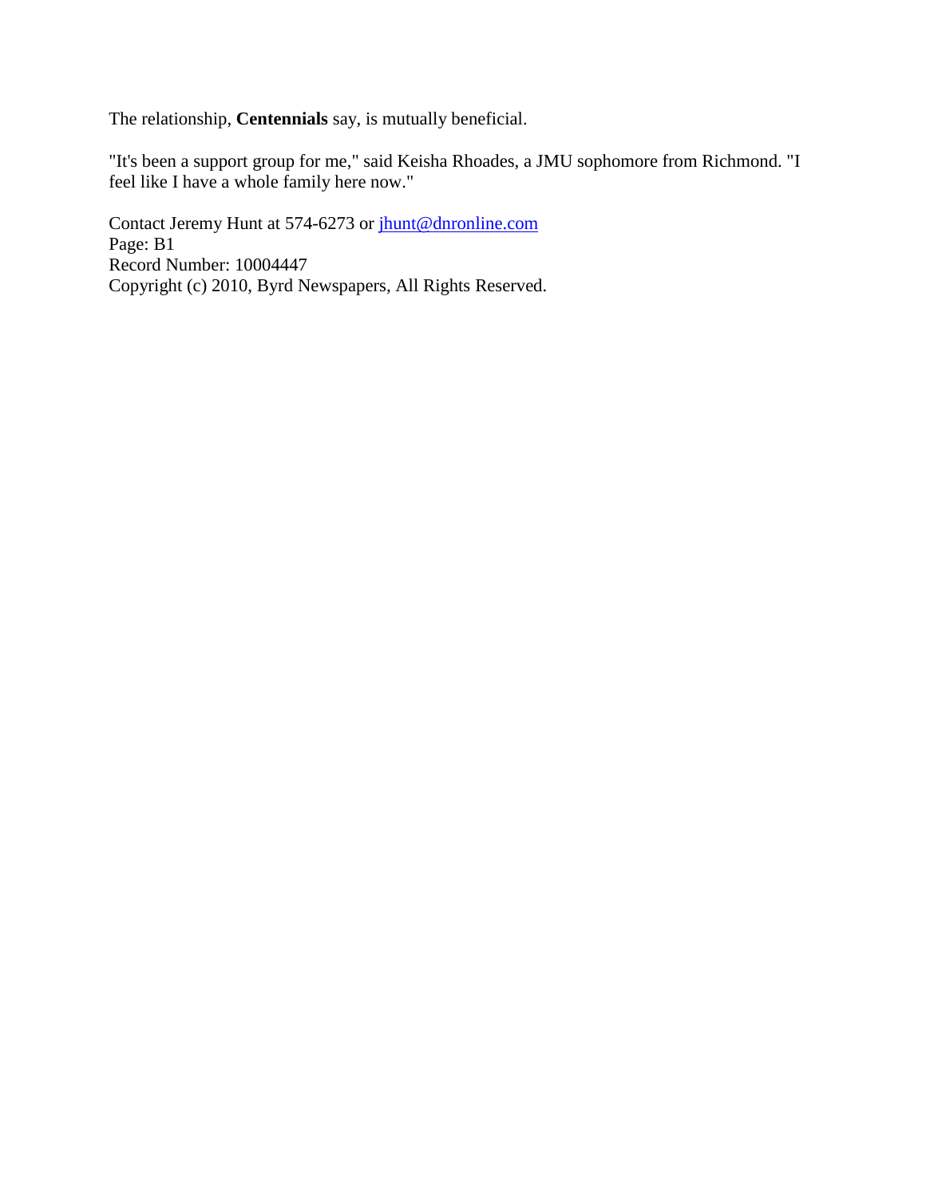The relationship, **Centennials** say, is mutually beneficial.

"It's been a support group for me," said Keisha Rhoades, a JMU sophomore from Richmond. "I feel like I have a whole family here now."

Contact Jeremy Hunt at 574-6273 or jhunt@dnronline.com
Page: B1
Record Number: 10004447
Copyright (c) 2010, Byrd Newspapers, All Rights Reserved.